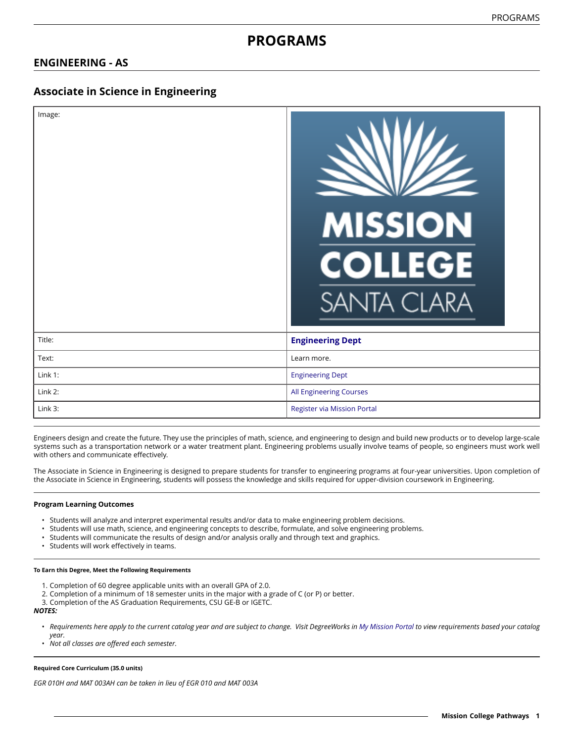# PROGRAMS

## ENGINEERING - AS

## Associate in Science in Engineering

| | |
|---|---|
| Image: | |
| Title: | **Engineering Dept** |
| Text: | Learn more. |
| Link 1: | Engineering Dept |
| Link 2: | All Engineering Courses |
| Link 3: | Register via Mission Portal |

Engineers design and create the future. They use the principles of math, science, and engineering to design and build new products or to develop large-scale systems such as a transportation network or a water treatment plant. Engineering problems usually involve teams of people, so engineers must work well with others and communicate effectively.

The Associate in Science in Engineering is designed to prepare students for transfer to engineering programs at four-year universities. Upon completion of the Associate in Science in Engineering, students will possess the knowledge and skills required for upper-division coursework in Engineering.

**Program Learning Outcomes**

- Students will analyze and interpret experimental results and/or data to make engineering problem decisions.
- Students will use math, science, and engineering concepts to describe, formulate, and solve engineering problems.
- Students will communicate the results of design and/or analysis orally and through text and graphics.
- Students will work effectively in teams.

**To Earn this Degree, Meet the Following Requirements**

1. Completion of 60 degree applicable units with an overall GPA of 2.0.
2. Completion of a minimum of 18 semester units in the major with a grade of C (or P) or better.
3. Completion of the AS Graduation Requirements, CSU GE-B or IGETC.

***NOTES:***

- *Requirements here apply to the current catalog year and are subject to change. Visit DegreeWorks in My Mission Portal to view requirements based your catalog year.*
- *Not all classes are offered each semester.*

**Required Core Curriculum (35.0 units)**

*EGR 010H and MAT 003AH can be taken in lieu of EGR 010 and MAT 003A*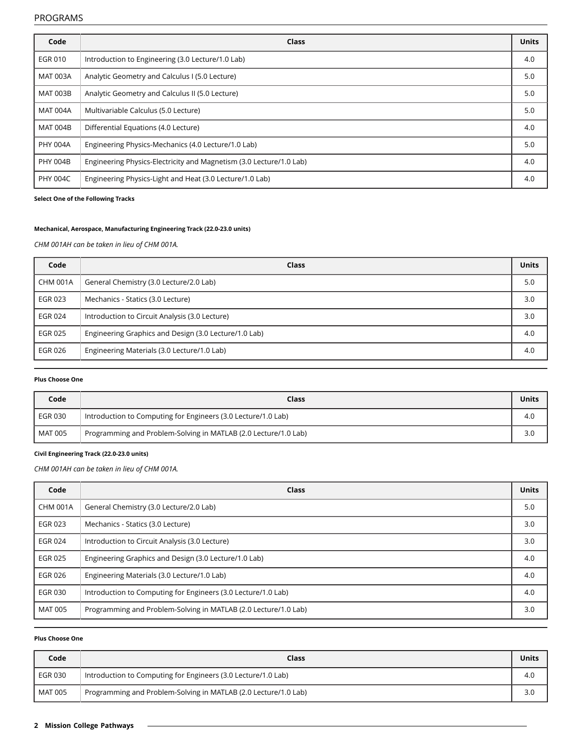| Code | Class | Units |
|---|---|---|
| EGR 010 | Introduction to Engineering (3.0 Lecture/1.0 Lab) | 4.0 |
| MAT 003A | Analytic Geometry and Calculus I (5.0 Lecture) | 5.0 |
| MAT 003B | Analytic Geometry and Calculus II (5.0 Lecture) | 5.0 |
| MAT 004A | Multivariable Calculus (5.0 Lecture) | 5.0 |
| MAT 004B | Differential Equations (4.0 Lecture) | 4.0 |
| PHY 004A | Engineering Physics-Mechanics (4.0 Lecture/1.0 Lab) | 5.0 |
| PHY 004B | Engineering Physics-Electricity and Magnetism (3.0 Lecture/1.0 Lab) | 4.0 |
| PHY 004C | Engineering Physics-Light and Heat (3.0 Lecture/1.0 Lab) | 4.0 |

**Select One of the Following Tracks**

**Mechanical, Aerospace, Manufacturing Engineering Track (22.0-23.0 units)**

*CHM 001AH can be taken in lieu of CHM 001A.*

| Code | Class | Units |
|---|---|---|
| CHM 001A | General Chemistry (3.0 Lecture/2.0 Lab) | 5.0 |
| EGR 023 | Mechanics - Statics (3.0 Lecture) | 3.0 |
| EGR 024 | Introduction to Circuit Analysis (3.0 Lecture) | 3.0 |
| EGR 025 | Engineering Graphics and Design (3.0 Lecture/1.0 Lab) | 4.0 |
| EGR 026 | Engineering Materials (3.0 Lecture/1.0 Lab) | 4.0 |

**Plus Choose One**

| Code | Class | Units |
|---|---|---|
| EGR 030 | Introduction to Computing for Engineers (3.0 Lecture/1.0 Lab) | 4.0 |
| MAT 005 | Programming and Problem-Solving in MATLAB (2.0 Lecture/1.0 Lab) | 3.0 |

**Civil Engineering Track (22.0-23.0 units)**

*CHM 001AH can be taken in lieu of CHM 001A.*

| Code | Class | Units |
|---|---|---|
| CHM 001A | General Chemistry (3.0 Lecture/2.0 Lab) | 5.0 |
| EGR 023 | Mechanics - Statics (3.0 Lecture) | 3.0 |
| EGR 024 | Introduction to Circuit Analysis (3.0 Lecture) | 3.0 |
| EGR 025 | Engineering Graphics and Design (3.0 Lecture/1.0 Lab) | 4.0 |
| EGR 026 | Engineering Materials (3.0 Lecture/1.0 Lab) | 4.0 |
| EGR 030 | Introduction to Computing for Engineers (3.0 Lecture/1.0 Lab) | 4.0 |
| MAT 005 | Programming and Problem-Solving in MATLAB (2.0 Lecture/1.0 Lab) | 3.0 |

**Plus Choose One**

| Code | Class | Units |
|---|---|---|
| EGR 030 | Introduction to Computing for Engineers (3.0 Lecture/1.0 Lab) | 4.0 |
| MAT 005 | Programming and Problem-Solving in MATLAB (2.0 Lecture/1.0 Lab) | 3.0 |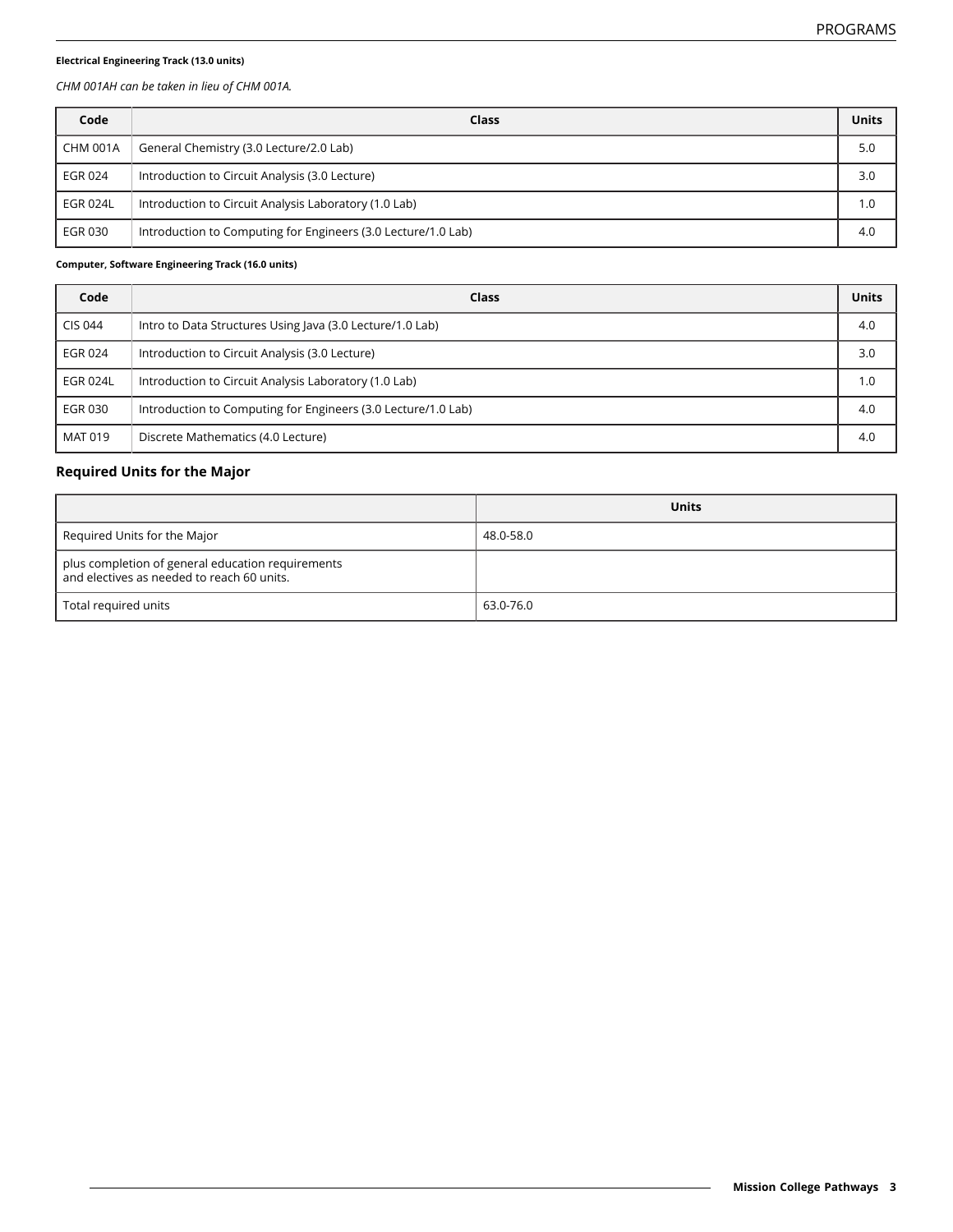**Electrical Engineering Track (13.0 units)**

*CHM 001AH can be taken in lieu of CHM 001A.*

| Code | Class | Units |
|---|---|---|
| CHM 001A | General Chemistry (3.0 Lecture/2.0 Lab) | 5.0 |
| EGR 024 | Introduction to Circuit Analysis (3.0 Lecture) | 3.0 |
| EGR 024L | Introduction to Circuit Analysis Laboratory (1.0 Lab) | 1.0 |
| EGR 030 | Introduction to Computing for Engineers (3.0 Lecture/1.0 Lab) | 4.0 |

**Computer, Software Engineering Track (16.0 units)**

| Code | Class | Units |
|---|---|---|
| CIS 044 | Intro to Data Structures Using Java (3.0 Lecture/1.0 Lab) | 4.0 |
| EGR 024 | Introduction to Circuit Analysis (3.0 Lecture) | 3.0 |
| EGR 024L | Introduction to Circuit Analysis Laboratory (1.0 Lab) | 1.0 |
| EGR 030 | Introduction to Computing for Engineers (3.0 Lecture/1.0 Lab) | 4.0 |
| MAT 019 | Discrete Mathematics (4.0 Lecture) | 4.0 |

### Required Units for the Major

| | Units |
|---|---|
| Required Units for the Major | 48.0-58.0 |
| plus completion of general education requirements and electives as needed to reach 60 units. | |
| Total required units | 63.0-76.0 |